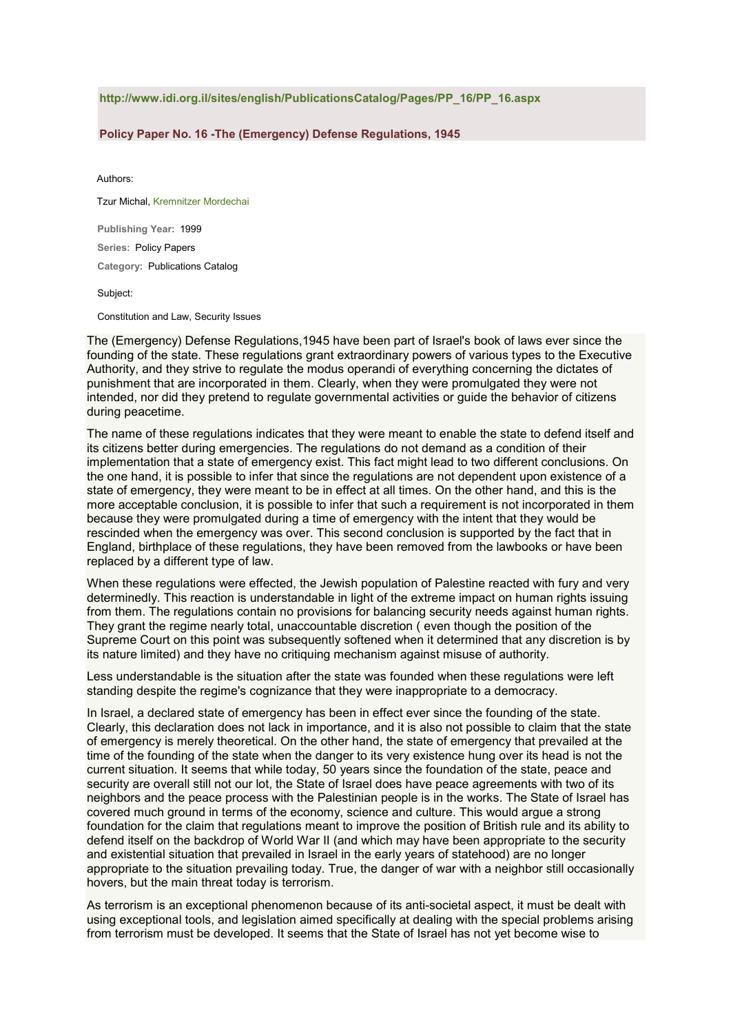http://www.idi.org.il/sites/english/PublicationsCatalog/Pages/PP_16/PP_16.aspx

**Policy Paper No. 16 -The (Emergency) Defense Regulations, 1945**

Authors:

Tzur Michal, Kremnitzer Mordechai

**Publishing Year:** 1999

**Series:** Policy Papers

**Category:** Publications Catalog

Subject:

Constitution and Law, Security Issues

The (Emergency) Defense Regulations,1945 have been part of Israel's book of laws ever since the founding of the state. These regulations grant extraordinary powers of various types to the Executive Authority, and they strive to regulate the modus operandi of everything concerning the dictates of punishment that are incorporated in them. Clearly, when they were promulgated they were not intended, nor did they pretend to regulate governmental activities or guide the behavior of citizens during peacetime.

The name of these regulations indicates that they were meant to enable the state to defend itself and its citizens better during emergencies. The regulations do not demand as a condition of their implementation that a state of emergency exist. This fact might lead to two different conclusions. On the one hand, it is possible to infer that since the regulations are not dependent upon existence of a state of emergency, they were meant to be in effect at all times. On the other hand, and this is the more acceptable conclusion, it is possible to infer that such a requirement is not incorporated in them because they were promulgated during a time of emergency with the intent that they would be rescinded when the emergency was over. This second conclusion is supported by the fact that in England, birthplace of these regulations, they have been removed from the lawbooks or have been replaced by a different type of law.

When these regulations were effected, the Jewish population of Palestine reacted with fury and very determinedly. This reaction is understandable in light of the extreme impact on human rights issuing from them. The regulations contain no provisions for balancing security needs against human rights. They grant the regime nearly total, unaccountable discretion ( even though the position of the Supreme Court on this point was subsequently softened when it determined that any discretion is by its nature limited) and they have no critiquing mechanism against misuse of authority.

Less understandable is the situation after the state was founded when these regulations were left standing despite the regime's cognizance that they were inappropriate to a democracy.

In Israel, a declared state of emergency has been in effect ever since the founding of the state. Clearly, this declaration does not lack in importance, and it is also not possible to claim that the state of emergency is merely theoretical. On the other hand, the state of emergency that prevailed at the time of the founding of the state when the danger to its very existence hung over its head is not the current situation. It seems that while today, 50 years since the foundation of the state, peace and security are overall still not our lot, the State of Israel does have peace agreements with two of its neighbors and the peace process with the Palestinian people is in the works. The State of Israel has covered much ground in terms of the economy, science and culture. This would argue a strong foundation for the claim that regulations meant to improve the position of British rule and its ability to defend itself on the backdrop of World War II (and which may have been appropriate to the security and existential situation that prevailed in Israel in the early years of statehood) are no longer appropriate to the situation prevailing today. True, the danger of war with a neighbor still occasionally hovers, but the main threat today is terrorism.

As terrorism is an exceptional phenomenon because of its anti-societal aspect, it must be dealt with using exceptional tools, and legislation aimed specifically at dealing with the special problems arising from terrorism must be developed. It seems that the State of Israel has not yet become wise to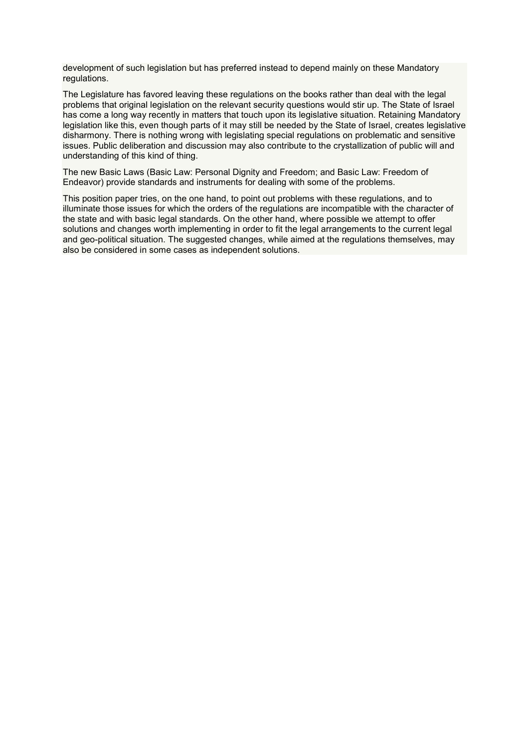development of such legislation but has preferred instead to depend mainly on these Mandatory regulations.

The Legislature has favored leaving these regulations on the books rather than deal with the legal problems that original legislation on the relevant security questions would stir up. The State of Israel has come a long way recently in matters that touch upon its legislative situation. Retaining Mandatory legislation like this, even though parts of it may still be needed by the State of Israel, creates legislative disharmony. There is nothing wrong with legislating special regulations on problematic and sensitive issues. Public deliberation and discussion may also contribute to the crystallization of public will and understanding of this kind of thing.

The new Basic Laws (Basic Law: Personal Dignity and Freedom; and Basic Law: Freedom of Endeavor) provide standards and instruments for dealing with some of the problems.

This position paper tries, on the one hand, to point out problems with these regulations, and to illuminate those issues for which the orders of the regulations are incompatible with the character of the state and with basic legal standards. On the other hand, where possible we attempt to offer solutions and changes worth implementing in order to fit the legal arrangements to the current legal and geo-political situation. The suggested changes, while aimed at the regulations themselves, may also be considered in some cases as independent solutions.